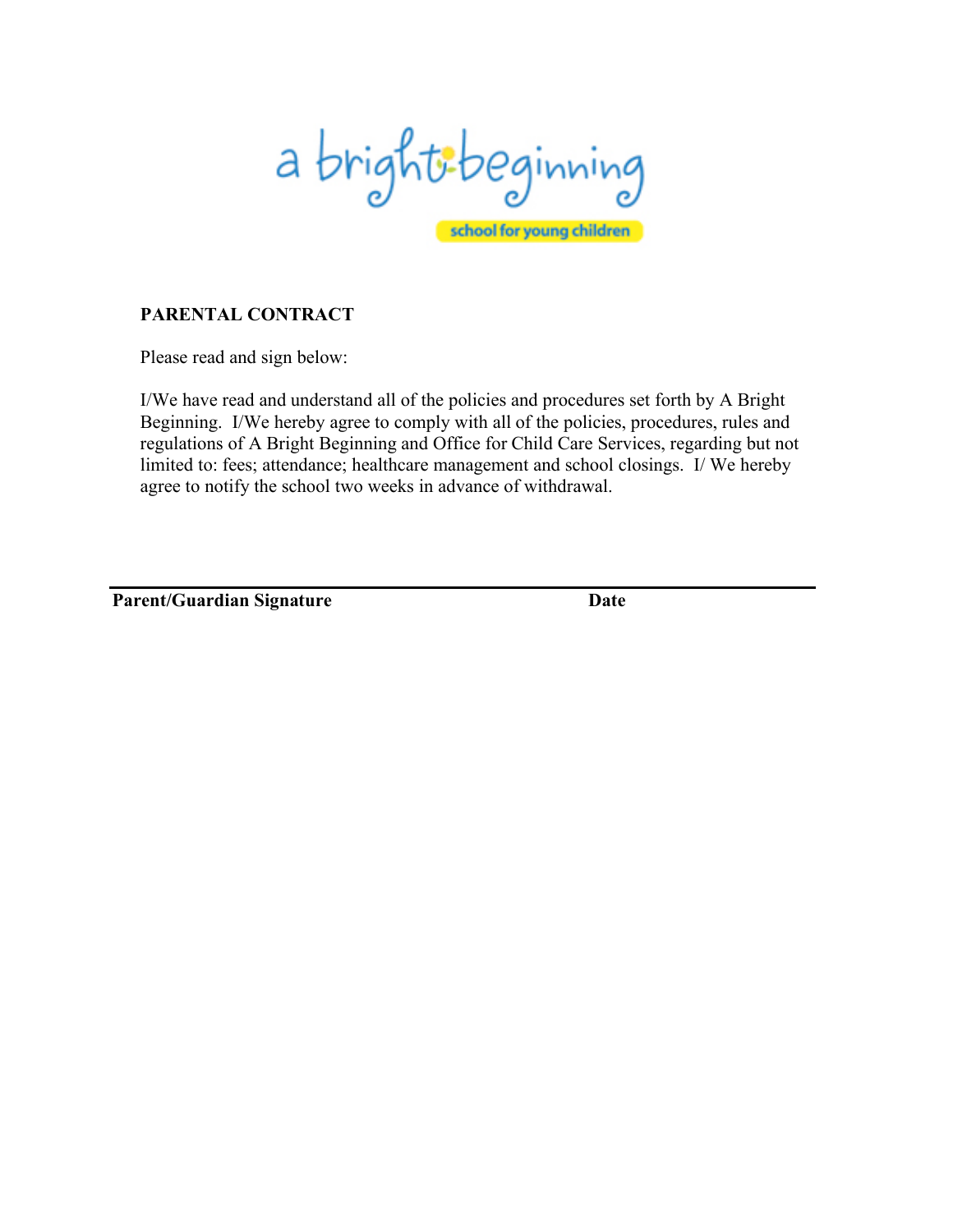a bright beginning

school for young children

**PARENTAL CONTRACT**

Please read and sign below:

I/We have read and understand all of the policies and procedures set forth by A Bright Beginning. I/We hereby agree to comply with all of the policies, procedures, rules and regulations of A Bright Beginning and Office for Child Care Services, regarding but not limited to: fees; attendance; healthcare management and school closings. I/ We hereby agree to notify the school two weeks in advance of withdrawal.

______________________________________________________________

**Parent/Guardian Signature** **Date**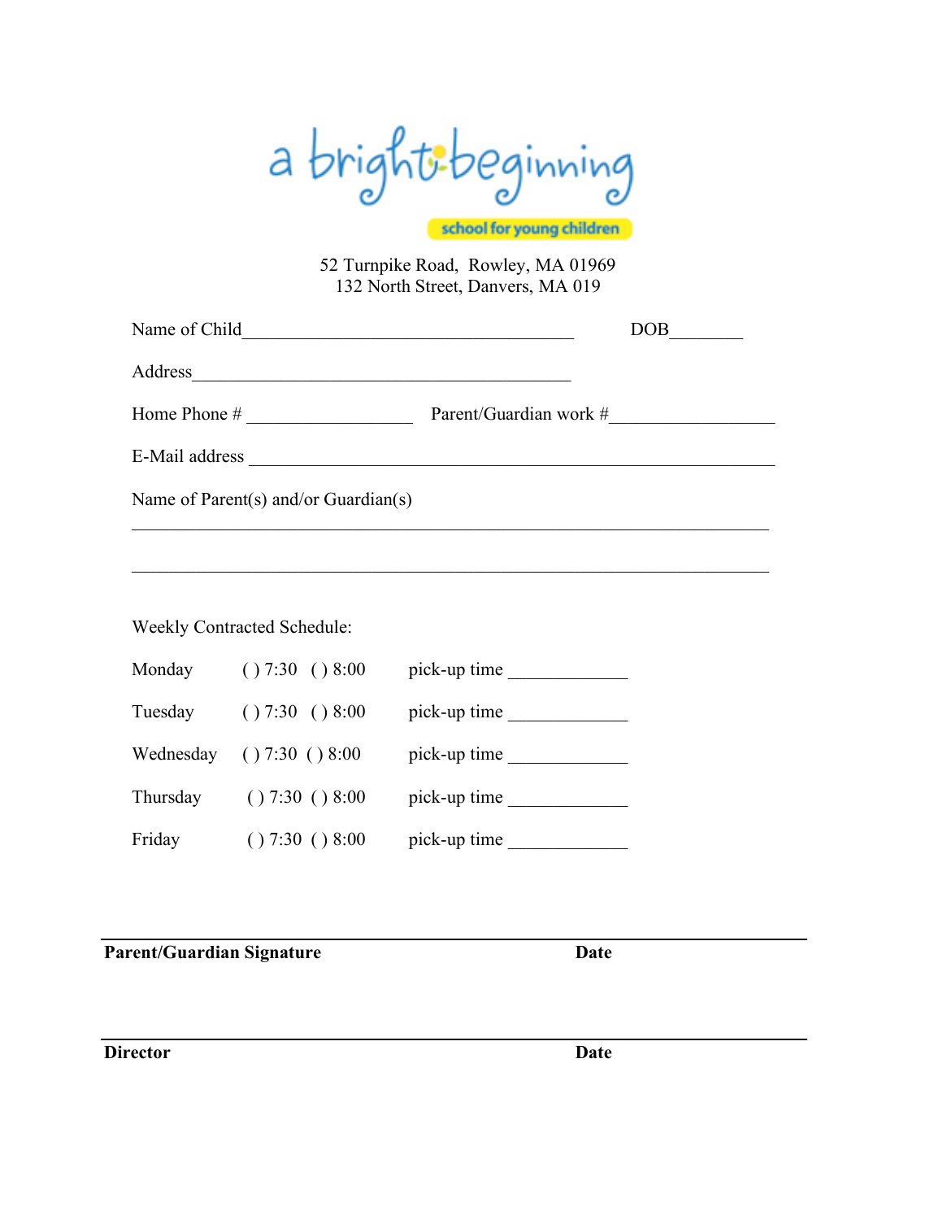# a bright beginning

school for young children

52 Turnpike Road, Rowley, MA 01969
132 North Street, Danvers, MA 019

Name of Child_____________________________________ DOB________

Address__________________________________________

Home Phone # __________________ Parent/Guardian work #_________________

E-Mail address __________________________________________________________

Name of Parent(s) and/or Guardian(s)

_______________________________________________________________________

_______________________________________________________________________

Weekly Contracted Schedule:

| | | |
|---|---|---|
| Monday | ( ) 7:30 ( ) 8:00 | pick-up time _____________ |
| Tuesday | ( ) 7:30 ( ) 8:00 | pick-up time _____________ |
| Wednesday | ( ) 7:30 ( ) 8:00 | pick-up time _____________ |
| Thursday | ( ) 7:30 ( ) 8:00 | pick-up time _____________ |
| Friday | ( ) 7:30 ( ) 8:00 | pick-up time _____________ |

_______________________________________________________________________

**Parent/Guardian Signature** **Date**

_______________________________________________________________________

**Director** **Date**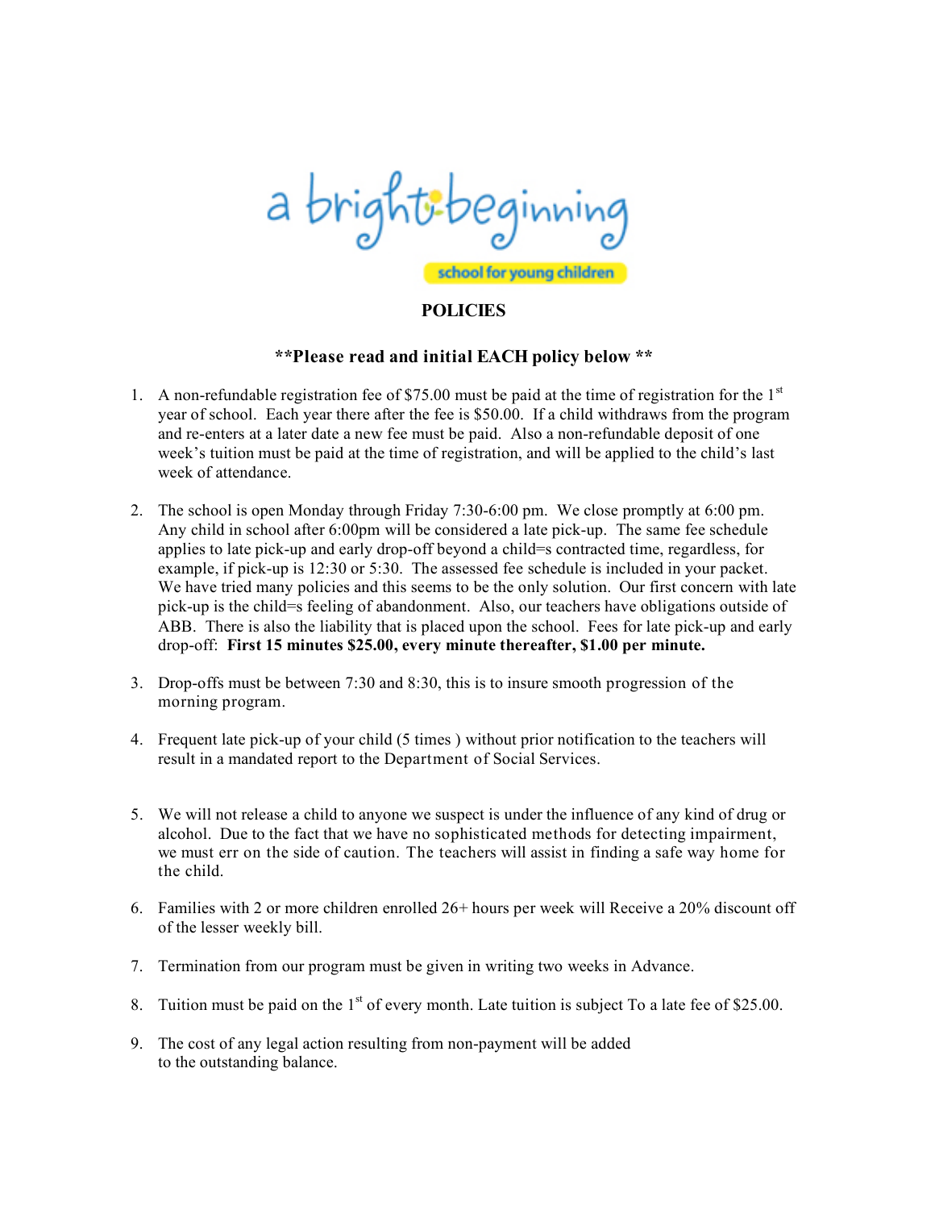a bright beginning

school for young children

## POLICIES

**\*\*Please read and initial EACH policy below \*\***

1. A non-refundable registration fee of $75.00 must be paid at the time of registration for the 1st year of school. Each year there after the fee is $50.00. If a child withdraws from the program and re-enters at a later date a new fee must be paid. Also a non-refundable deposit of one week's tuition must be paid at the time of registration, and will be applied to the child's last week of attendance.

2. The school is open Monday through Friday 7:30-6:00 pm. We close promptly at 6:00 pm. Any child in school after 6:00pm will be considered a late pick-up. The same fee schedule applies to late pick-up and early drop-off beyond a child=s contracted time, regardless, for example, if pick-up is 12:30 or 5:30. The assessed fee schedule is included in your packet. We have tried many policies and this seems to be the only solution. Our first concern with late pick-up is the child=s feeling of abandonment. Also, our teachers have obligations outside of ABB. There is also the liability that is placed upon the school. Fees for late pick-up and early drop-off: **First 15 minutes $25.00, every minute thereafter, $1.00 per minute.**

3. Drop-offs must be between 7:30 and 8:30, this is to insure smooth progression of the morning program.

4. Frequent late pick-up of your child (5 times ) without prior notification to the teachers will result in a mandated report to the Department of Social Services.

5. We will not release a child to anyone we suspect is under the influence of any kind of drug or alcohol. Due to the fact that we have no sophisticated methods for detecting impairment, we must err on the side of caution. The teachers will assist in finding a safe way home for the child.

6. Families with 2 or more children enrolled 26+ hours per week will Receive a 20% discount off of the lesser weekly bill.

7. Termination from our program must be given in writing two weeks in Advance.

8. Tuition must be paid on the 1st of every month. Late tuition is subject To a late fee of $25.00.

9. The cost of any legal action resulting from non-payment will be added to the outstanding balance.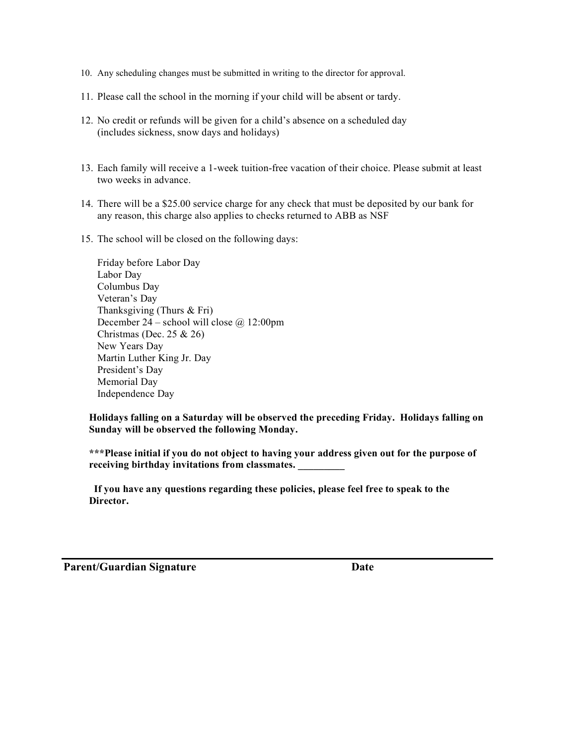10. Any scheduling changes must be submitted in writing to the director for approval.

11. Please call the school in the morning if your child will be absent or tardy.

12. No credit or refunds will be given for a child's absence on a scheduled day (includes sickness, snow days and holidays)

13. Each family will receive a 1-week tuition-free vacation of their choice. Please submit at least two weeks in advance.

14. There will be a $25.00 service charge for any check that must be deposited by our bank for any reason, this charge also applies to checks returned to ABB as NSF

15. The school will be closed on the following days:

    Friday before Labor Day
    Labor Day
    Columbus Day
    Veteran's Day
    Thanksgiving (Thurs & Fri)
    December 24 – school will close @ 12:00pm
    Christmas (Dec. 25 & 26)
    New Years Day
    Martin Luther King Jr. Day
    President's Day
    Memorial Day
    Independence Day

**Holidays falling on a Saturday will be observed the preceding Friday. Holidays falling on Sunday will be observed the following Monday.**

*****Please initial if you do not object to having your address given out for the purpose of receiving birthday invitations from classmates. _________**

**If you have any questions regarding these policies, please feel free to speak to the Director.**

---

**Parent/Guardian Signature** **Date**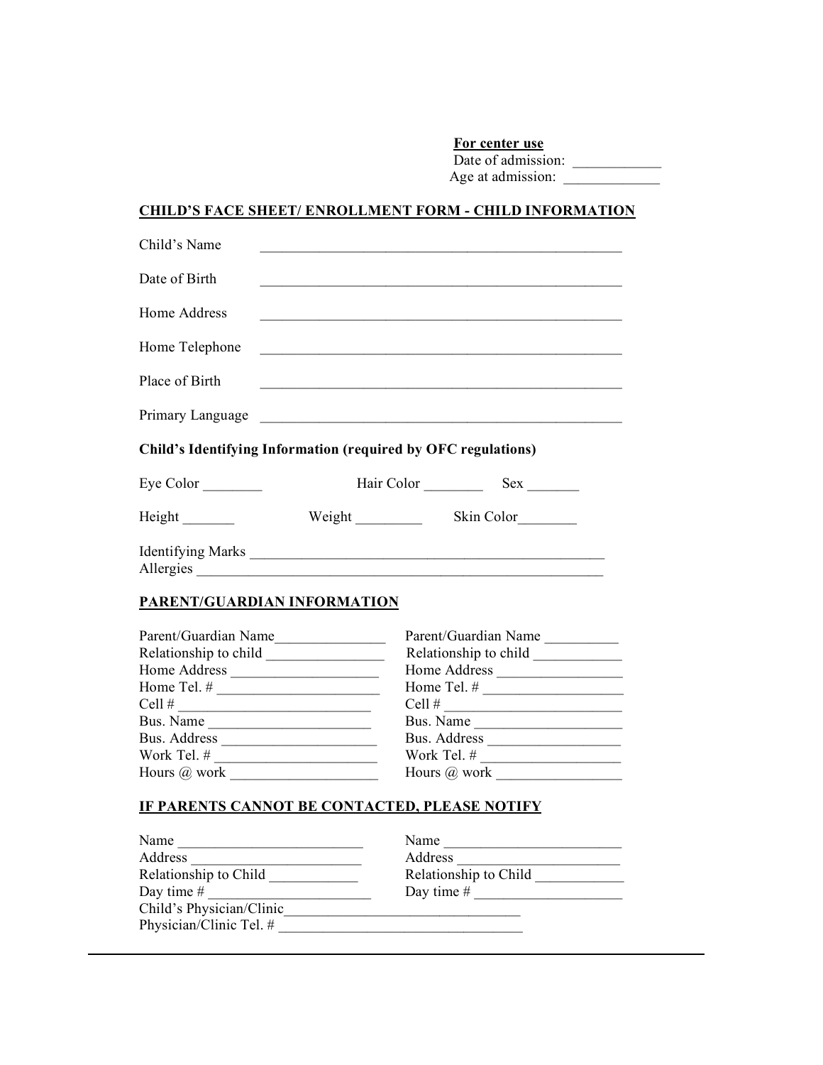**For center use**
Date of admission: ____________
Age at admission: _____________

## CHILD'S FACE SHEET/ ENROLLMENT FORM - CHILD INFORMATION

Child's Name ___________________________________________________

Date of Birth ___________________________________________________

Home Address ___________________________________________________

Home Telephone ___________________________________________________

Place of Birth ___________________________________________________

Primary Language ___________________________________________________

**Child's Identifying Information (required by OFC regulations)**

Eye Color ________ Hair Color ________ Sex _______

Height _______ Weight _________ Skin Color________

Identifying Marks _________________________________________________
Allergies __________________________________________________________

## PARENT/GUARDIAN INFORMATION

Parent/Guardian Name_______________
Relationship to child ________________
Home Address ____________________
Home Tel. # ______________________
Cell # __________________________
Bus. Name _______________________
Bus. Address _____________________
Work Tel. # ______________________
Hours @ work ____________________

Parent/Guardian Name __________
Relationship to child ____________
Home Address _________________
Home Tel. # ___________________
Cell # ________________________
Bus. Name ____________________
Bus. Address __________________
Work Tel. # ___________________
Hours @ work _________________

## IF PARENTS CANNOT BE CONTACTED, PLEASE NOTIFY

Name _________________________
Address _______________________
Relationship to Child ____________
Day time # _____________________

Name ________________________
Address _______________________
Relationship to Child ____________
Day time # ____________________

Child's Physician/Clinic________________________________
Physician/Clinic Tel. # _________________________________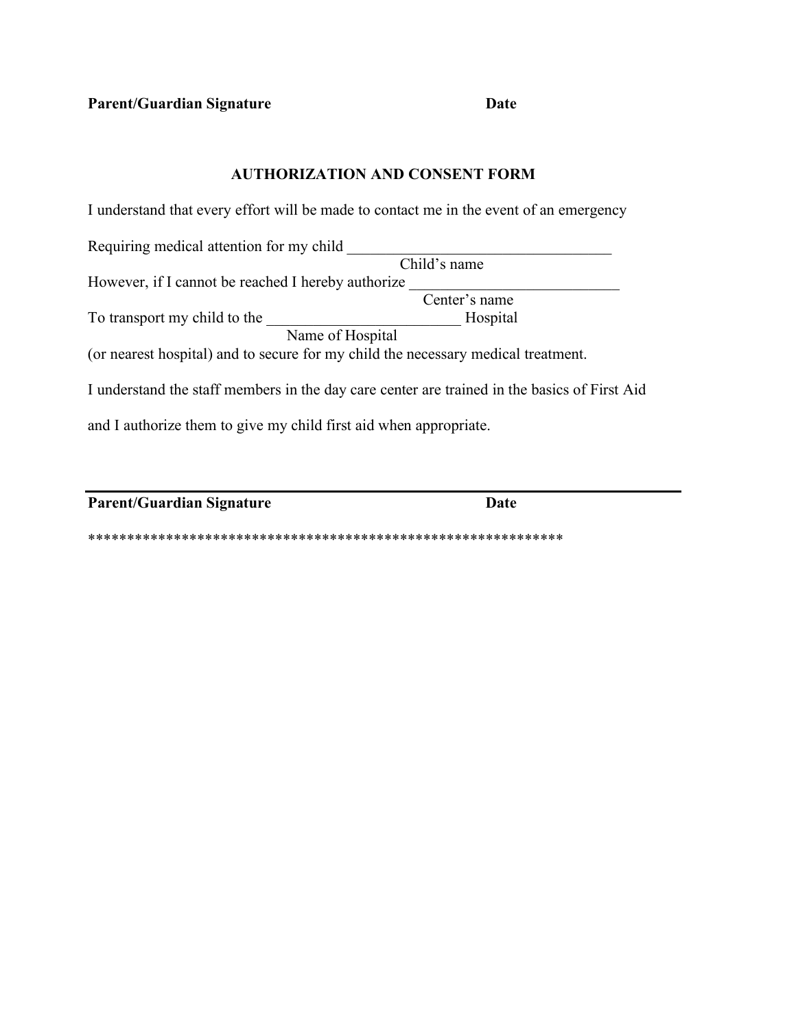**Parent/Guardian Signature** **Date**

## AUTHORIZATION AND CONSENT FORM

I understand that every effort will be made to contact me in the event of an emergency

Requiring medical attention for my child ___________________________________
Child's name

However, if I cannot be reached I hereby authorize ___________________________
Center's name

To transport my child to the _________________________ Hospital
Name of Hospital

(or nearest hospital) and to secure for my child the necessary medical treatment.

I understand the staff members in the day care center are trained in the basics of First Aid

and I authorize them to give my child first aid when appropriate.

---

**Parent/Guardian Signature** **Date**

************************************************************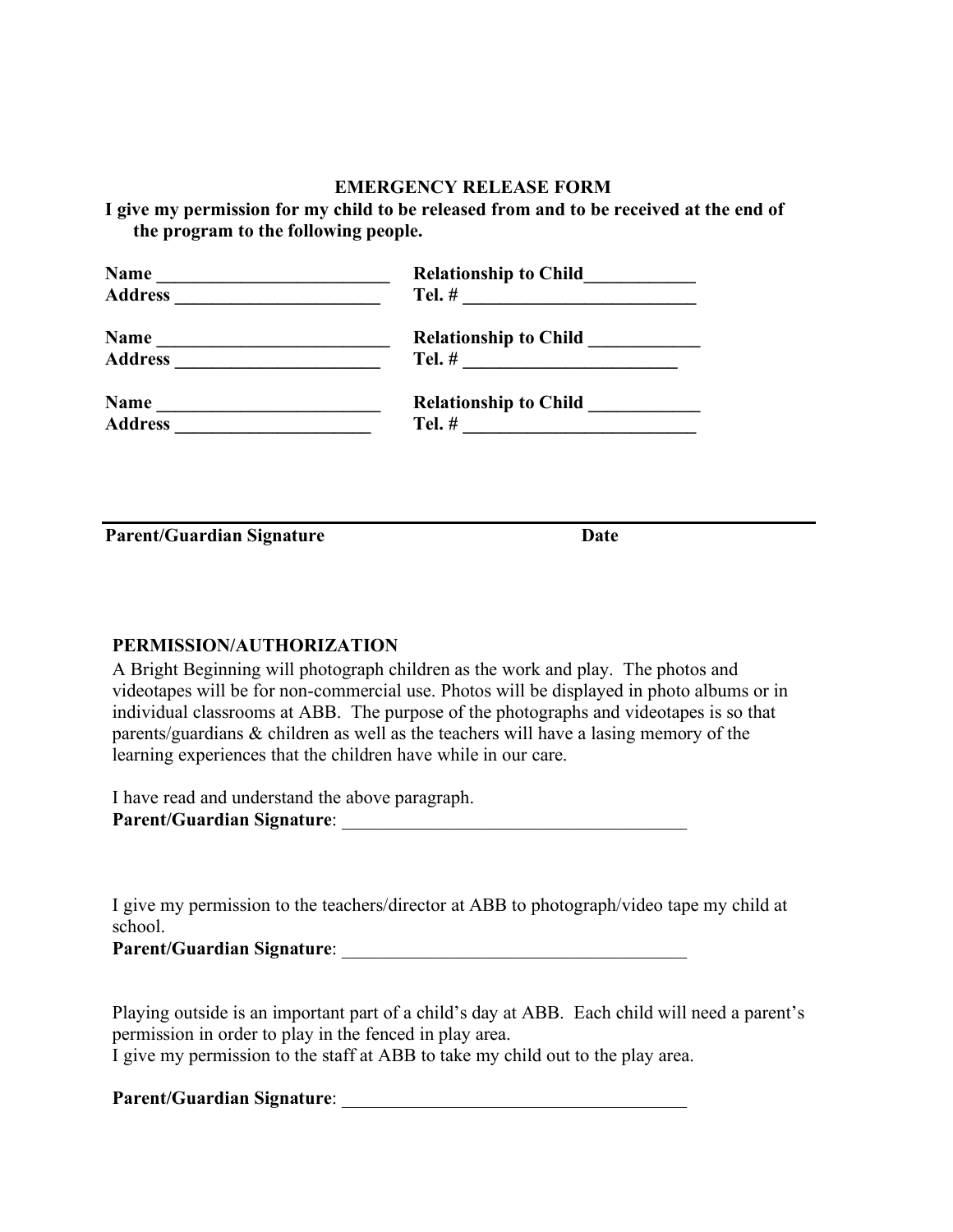## EMERGENCY RELEASE FORM

**I give my permission for my child to be released from and to be received at the end of the program to the following people.**

**Name** _________________________ **Relationship to Child**____________
**Address** ______________________ **Tel. #** _________________________

**Name** _________________________ **Relationship to Child** ____________
**Address** ______________________ **Tel. #** ________________________

**Name** ________________________ **Relationship to Child** ____________
**Address** _____________________ **Tel. #** _________________________

______________________________________________________________________

**Parent/Guardian Signature** **Date**

**PERMISSION/AUTHORIZATION**

A Bright Beginning will photograph children as the work and play. The photos and videotapes will be for non-commercial use. Photos will be displayed in photo albums or in individual classrooms at ABB. The purpose of the photographs and videotapes is so that parents/guardians & children as well as the teachers will have a lasing memory of the learning experiences that the children have while in our care.

I have read and understand the above paragraph.
**Parent/Guardian Signature**: ______________________________________

I give my permission to the teachers/director at ABB to photograph/video tape my child at school.
**Parent/Guardian Signature**: ______________________________________

Playing outside is an important part of a child's day at ABB. Each child will need a parent's permission in order to play in the fenced in play area.
I give my permission to the staff at ABB to take my child out to the play area.

**Parent/Guardian Signature**: ______________________________________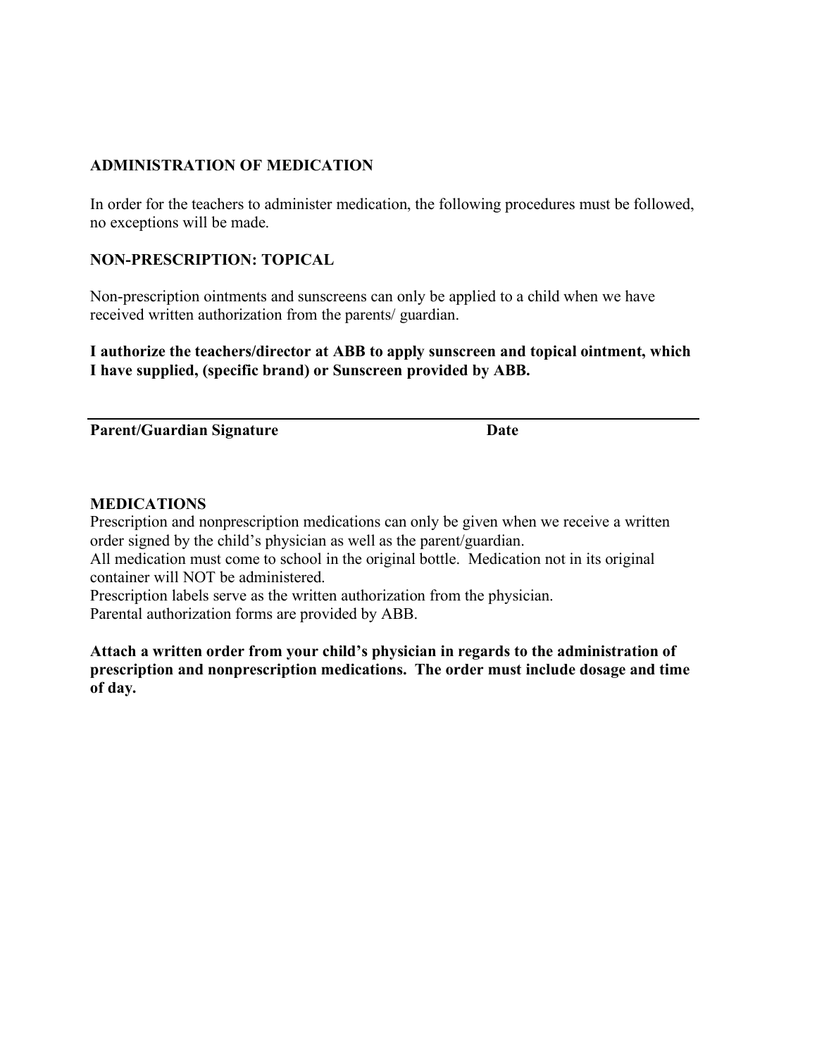## ADMINISTRATION OF MEDICATION

In order for the teachers to administer medication, the following procedures must be followed, no exceptions will be made.

### NON-PRESCRIPTION: TOPICAL

Non-prescription ointments and sunscreens can only be applied to a child when we have received written authorization from the parents/ guardian.

**I authorize the teachers/director at ABB to apply sunscreen and topical ointment, which I have supplied, (specific brand) or Sunscreen provided by ABB.**

---

**Parent/Guardian Signature** **Date**

### MEDICATIONS

Prescription and nonprescription medications can only be given when we receive a written order signed by the child's physician as well as the parent/guardian.
All medication must come to school in the original bottle. Medication not in its original container will NOT be administered.
Prescription labels serve as the written authorization from the physician.
Parental authorization forms are provided by ABB.

**Attach a written order from your child's physician in regards to the administration of prescription and nonprescription medications. The order must include dosage and time of day.**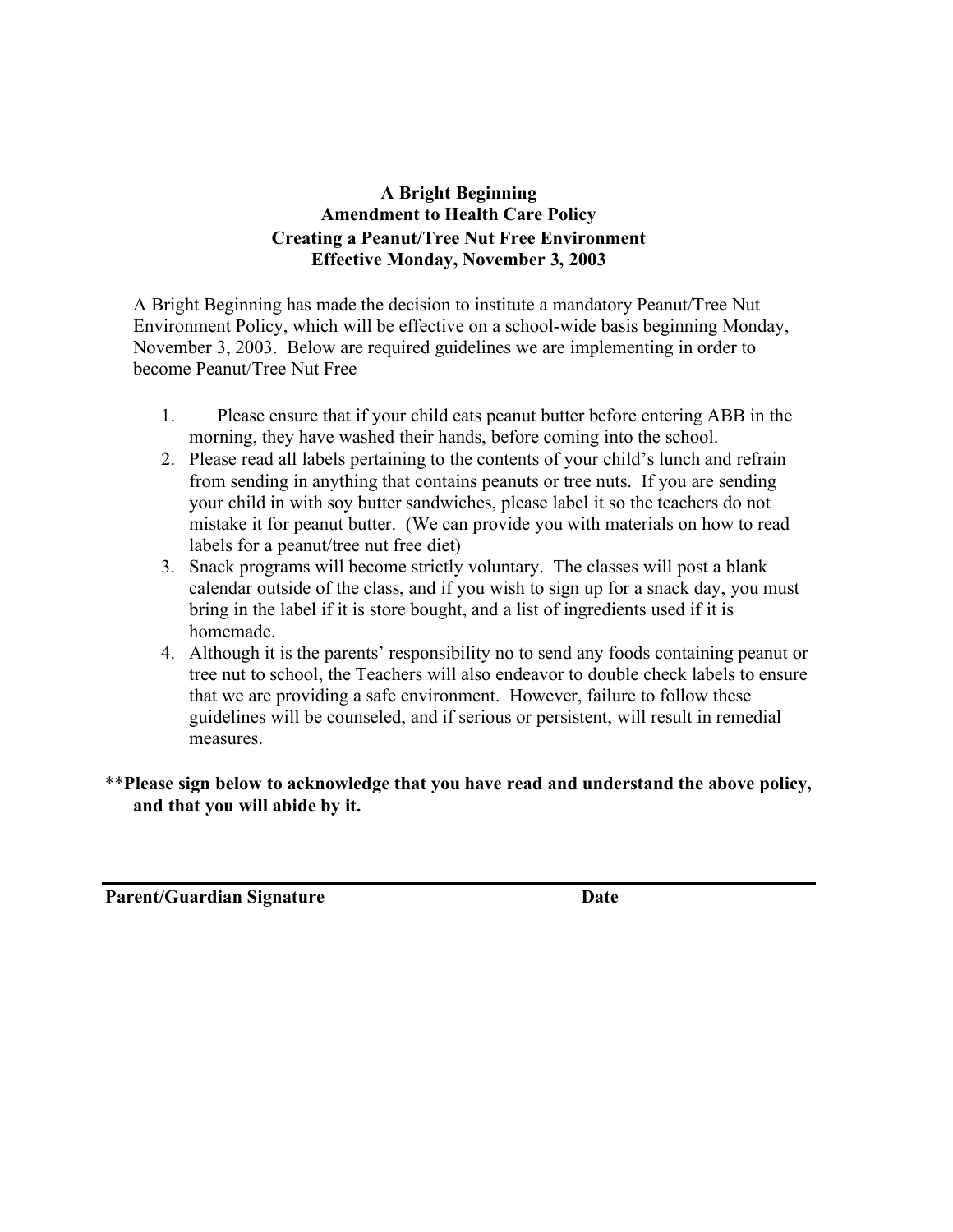**A Bright Beginning**
**Amendment to Health Care Policy**
**Creating a Peanut/Tree Nut Free Environment**
**Effective Monday, November 3, 2003**

A Bright Beginning has made the decision to institute a mandatory Peanut/Tree Nut Environment Policy, which will be effective on a school-wide basis beginning Monday, November 3, 2003. Below are required guidelines we are implementing in order to become Peanut/Tree Nut Free

1. Please ensure that if your child eats peanut butter before entering ABB in the morning, they have washed their hands, before coming into the school.
2. Please read all labels pertaining to the contents of your child's lunch and refrain from sending in anything that contains peanuts or tree nuts. If you are sending your child in with soy butter sandwiches, please label it so the teachers do not mistake it for peanut butter. (We can provide you with materials on how to read labels for a peanut/tree nut free diet)
3. Snack programs will become strictly voluntary. The classes will post a blank calendar outside of the class, and if you wish to sign up for a snack day, you must bring in the label if it is store bought, and a list of ingredients used if it is homemade.
4. Although it is the parents' responsibility no to send any foods containing peanut or tree nut to school, the Teachers will also endeavor to double check labels to ensure that we are providing a safe environment. However, failure to follow these guidelines will be counseled, and if serious or persistent, will result in remedial measures.

**Please sign below to acknowledge that you have read and understand the above policy, and that you will abide by it.**

---

**Parent/Guardian Signature** **Date**